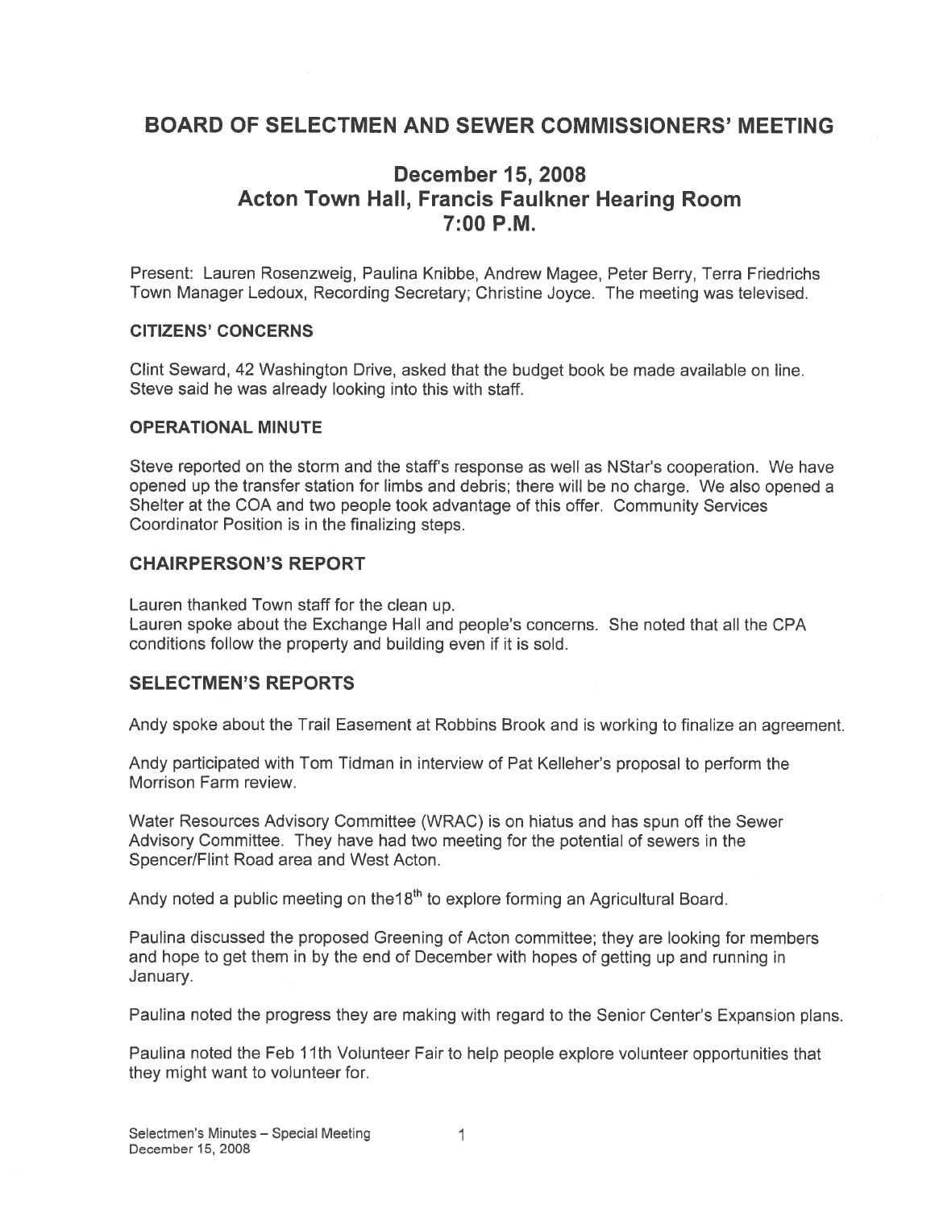# BOARD OF SELECTMEN AND SEWER COMMISSIONERS' MEETING

## December 15, 2008
## Acton Town Hall, Francis Faulkner Hearing Room
## 7:00 P.M.

Present: Lauren Rosenzweig, Paulina Knibbe, Andrew Magee, Peter Berry, Terra Friedrichs Town Manager Ledoux, Recording Secretary; Christine Joyce. The meeting was televised.

### CITIZENS' CONCERNS

Clint Seward, 42 Washington Drive, asked that the budget book be made available on line. Steve said he was already looking into this with staff.

### OPERATIONAL MINUTE

Steve reported on the storm and the staff's response as well as NStar's cooperation. We have opened up the transfer station for limbs and debris; there will be no charge. We also opened a Shelter at the COA and two people took advantage of this offer. Community Services Coordinator Position is in the finalizing steps.

### CHAIRPERSON'S REPORT

Lauren thanked Town staff for the clean up.
Lauren spoke about the Exchange Hall and people's concerns. She noted that all the CPA conditions follow the property and building even if it is sold.

### SELECTMEN'S REPORTS

Andy spoke about the Trail Easement at Robbins Brook and is working to finalize an agreement.

Andy participated with Tom Tidman in interview of Pat Kelleher's proposal to perform the Morrison Farm review.

Water Resources Advisory Committee (WRAC) is on hiatus and has spun off the Sewer Advisory Committee. They have had two meeting for the potential of sewers in the Spencer/Flint Road area and West Acton.

Andy noted a public meeting on the18th to explore forming an Agricultural Board.

Paulina discussed the proposed Greening of Acton committee; they are looking for members and hope to get them in by the end of December with hopes of getting up and running in January.

Paulina noted the progress they are making with regard to the Senior Center's Expansion plans.

Paulina noted the Feb 11th Volunteer Fair to help people explore volunteer opportunities that they might want to volunteer for.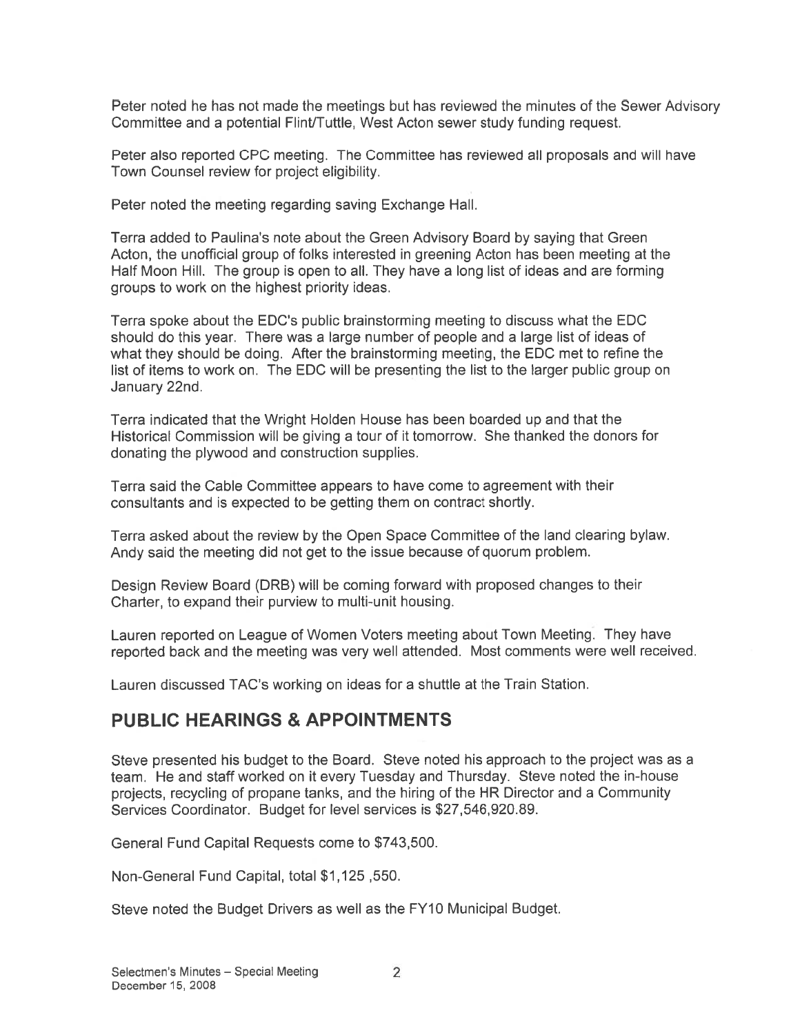Peter noted he has not made the meetings but has reviewed the minutes of the Sewer Advisory Committee and a potential Flint/Tuttle, West Acton sewer study funding request.

Peter also reported CPC meeting. The Committee has reviewed all proposals and will have Town Counsel review for project eligibility.

Peter noted the meeting regarding saving Exchange Hall.

Terra added to Paulina's note about the Green Advisory Board by saying that Green Acton, the unofficial group of folks interested in greening Acton has been meeting at the Half Moon Hill. The group is open to all. They have a long list of ideas and are forming groups to work on the highest priority ideas.

Terra spoke about the EDC's public brainstorming meeting to discuss what the EDC should do this year. There was a large number of people and a large list of ideas of what they should be doing. After the brainstorming meeting, the EDC met to refine the list of items to work on. The EDC will be presenting the list to the larger public group on January 22nd.

Terra indicated that the Wright Holden House has been boarded up and that the Historical Commission will be giving a tour of it tomorrow. She thanked the donors for donating the plywood and construction supplies.

Terra said the Cable Committee appears to have come to agreement with their consultants and is expected to be getting them on contract shortly.

Terra asked about the review by the Open Space Committee of the land clearing bylaw. Andy said the meeting did not get to the issue because of quorum problem.

Design Review Board (DRB) will be coming forward with proposed changes to their Charter, to expand their purview to multi-unit housing.

Lauren reported on League of Women Voters meeting about Town Meeting. They have reported back and the meeting was very well attended. Most comments were well received.

Lauren discussed TAC's working on ideas for a shuttle at the Train Station.

## PUBLIC HEARINGS & APPOINTMENTS

Steve presented his budget to the Board. Steve noted his approach to the project was as a team. He and staff worked on it every Tuesday and Thursday. Steve noted the in-house projects, recycling of propane tanks, and the hiring of the HR Director and a Community Services Coordinator. Budget for level services is $27,546,920.89.

General Fund Capital Requests come to $743,500.

Non-General Fund Capital, total $1,125 ,550.

Steve noted the Budget Drivers as well as the FY10 Municipal Budget.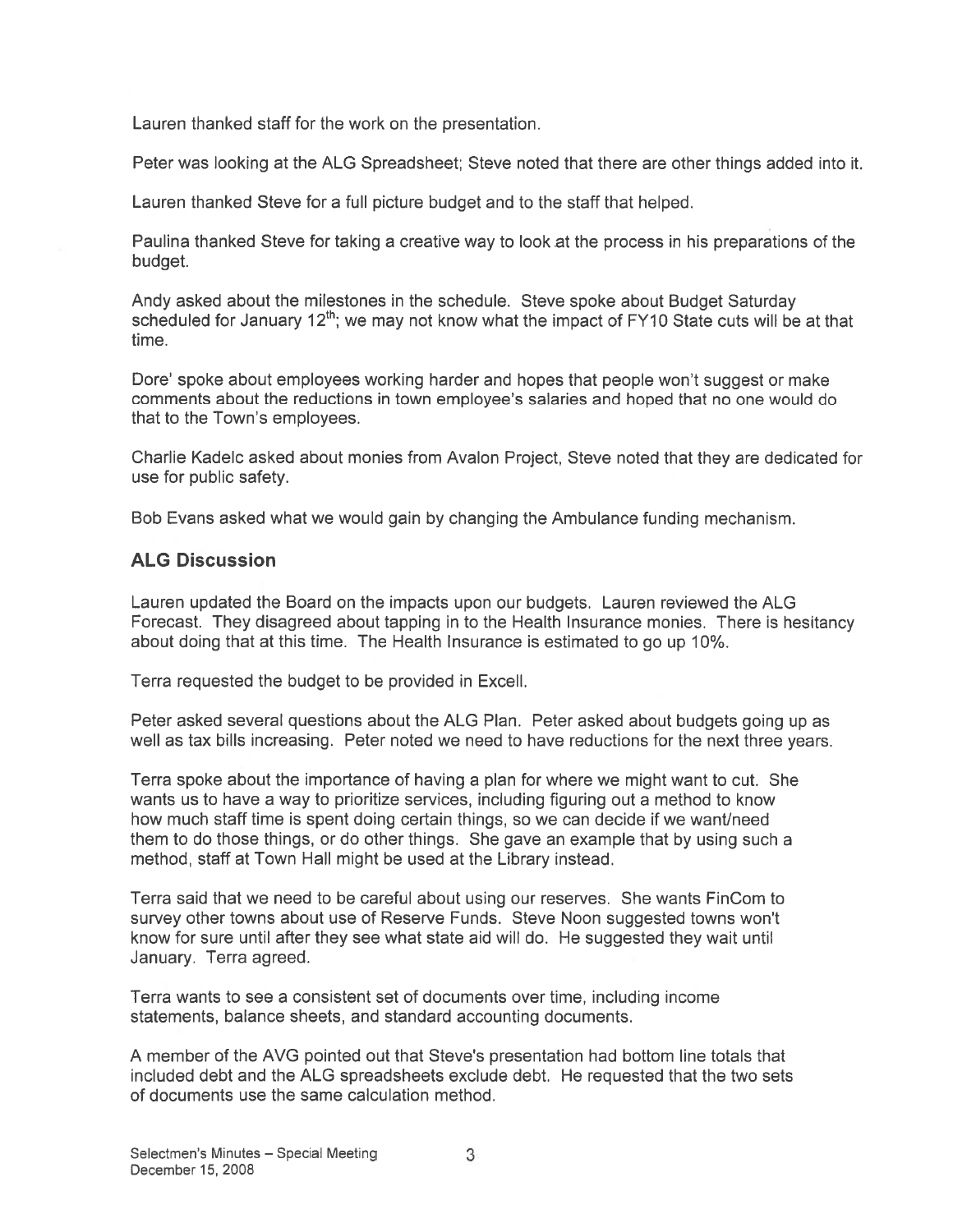Lauren thanked staff for the work on the presentation.

Peter was looking at the ALG Spreadsheet; Steve noted that there are other things added into it.

Lauren thanked Steve for a full picture budget and to the staff that helped.

Paulina thanked Steve for taking a creative way to look at the process in his preparations of the budget.

Andy asked about the milestones in the schedule. Steve spoke about Budget Saturday scheduled for January 12th; we may not know what the impact of FY10 State cuts will be at that time.

Dore' spoke about employees working harder and hopes that people won't suggest or make comments about the reductions in town employee's salaries and hoped that no one would do that to the Town's employees.

Charlie Kadelc asked about monies from Avalon Project, Steve noted that they are dedicated for use for public safety.

Bob Evans asked what we would gain by changing the Ambulance funding mechanism.

## ALG Discussion

Lauren updated the Board on the impacts upon our budgets. Lauren reviewed the ALG Forecast. They disagreed about tapping in to the Health Insurance monies. There is hesitancy about doing that at this time. The Health Insurance is estimated to go up 10%.

Terra requested the budget to be provided in Excell.

Peter asked several questions about the ALG Plan. Peter asked about budgets going up as well as tax bills increasing. Peter noted we need to have reductions for the next three years.

Terra spoke about the importance of having a plan for where we might want to cut. She wants us to have a way to prioritize services, including figuring out a method to know how much staff time is spent doing certain things, so we can decide if we want/need them to do those things, or do other things. She gave an example that by using such a method, staff at Town Hall might be used at the Library instead.

Terra said that we need to be careful about using our reserves. She wants FinCom to survey other towns about use of Reserve Funds. Steve Noon suggested towns won't know for sure until after they see what state aid will do. He suggested they wait until January. Terra agreed.

Terra wants to see a consistent set of documents over time, including income statements, balance sheets, and standard accounting documents.

A member of the AVG pointed out that Steve's presentation had bottom line totals that included debt and the ALG spreadsheets exclude debt. He requested that the two sets of documents use the same calculation method.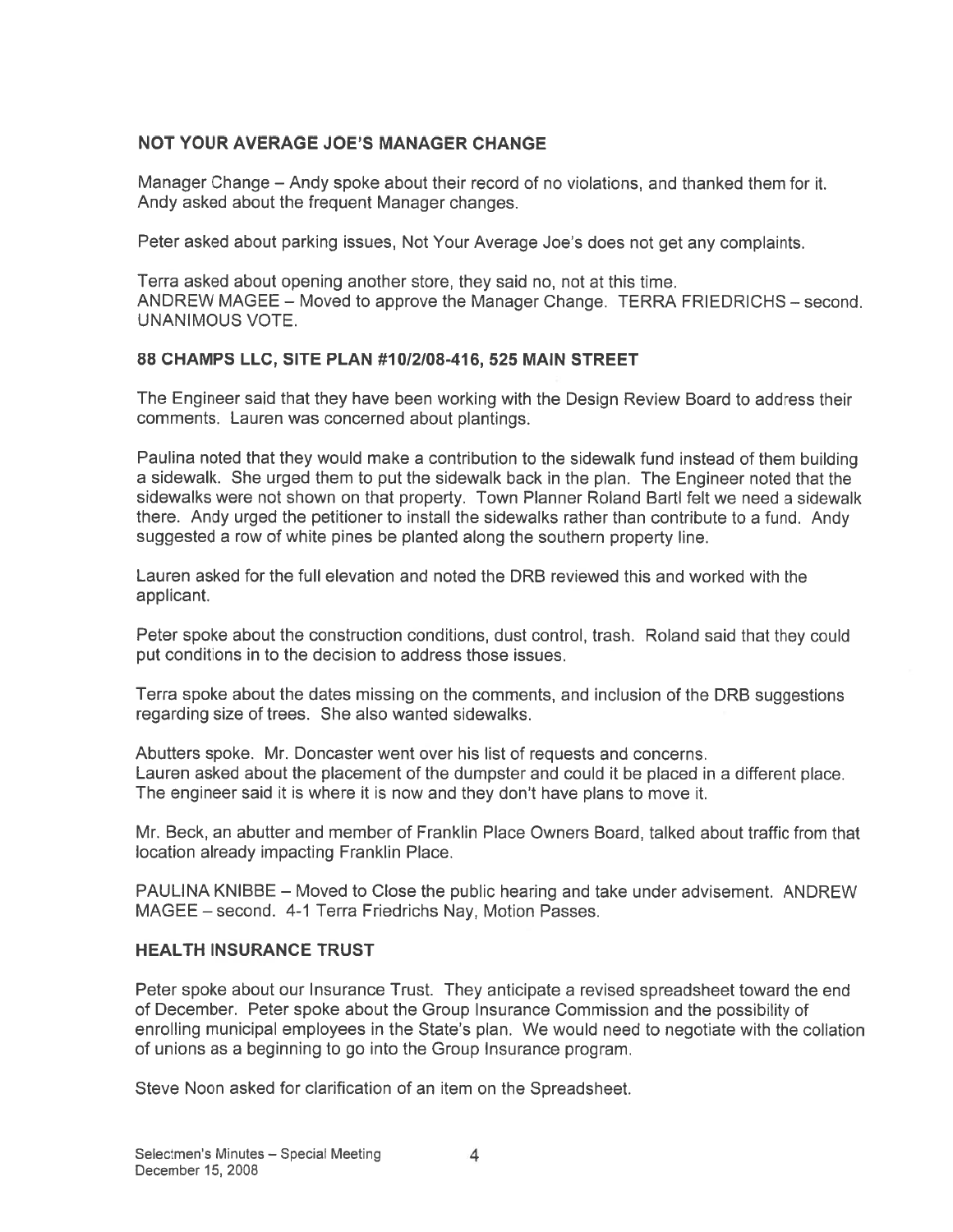### NOT YOUR AVERAGE JOE'S MANAGER CHANGE

Manager Change – Andy spoke about their record of no violations, and thanked them for it. Andy asked about the frequent Manager changes.

Peter asked about parking issues, Not Your Average Joe's does not get any complaints.

Terra asked about opening another store, they said no, not at this time.
ANDREW MAGEE – Moved to approve the Manager Change. TERRA FRIEDRICHS – second. UNANIMOUS VOTE.

### 88 CHAMPS LLC, SITE PLAN #10/2/08-416, 525 MAIN STREET

The Engineer said that they have been working with the Design Review Board to address their comments. Lauren was concerned about plantings.

Paulina noted that they would make a contribution to the sidewalk fund instead of them building a sidewalk. She urged them to put the sidewalk back in the plan. The Engineer noted that the sidewalks were not shown on that property. Town Planner Roland Bartl felt we need a sidewalk there. Andy urged the petitioner to install the sidewalks rather than contribute to a fund. Andy suggested a row of white pines be planted along the southern property line.

Lauren asked for the full elevation and noted the DRB reviewed this and worked with the applicant.

Peter spoke about the construction conditions, dust control, trash. Roland said that they could put conditions in to the decision to address those issues.

Terra spoke about the dates missing on the comments, and inclusion of the DRB suggestions regarding size of trees. She also wanted sidewalks.

Abutters spoke. Mr. Doncaster went over his list of requests and concerns.
Lauren asked about the placement of the dumpster and could it be placed in a different place. The engineer said it is where it is now and they don't have plans to move it.

Mr. Beck, an abutter and member of Franklin Place Owners Board, talked about traffic from that location already impacting Franklin Place.

PAULINA KNIBBE – Moved to Close the public hearing and take under advisement. ANDREW MAGEE – second. 4-1 Terra Friedrichs Nay, Motion Passes.

### HEALTH INSURANCE TRUST

Peter spoke about our Insurance Trust. They anticipate a revised spreadsheet toward the end of December. Peter spoke about the Group Insurance Commission and the possibility of enrolling municipal employees in the State's plan. We would need to negotiate with the collation of unions as a beginning to go into the Group Insurance program.

Steve Noon asked for clarification of an item on the Spreadsheet.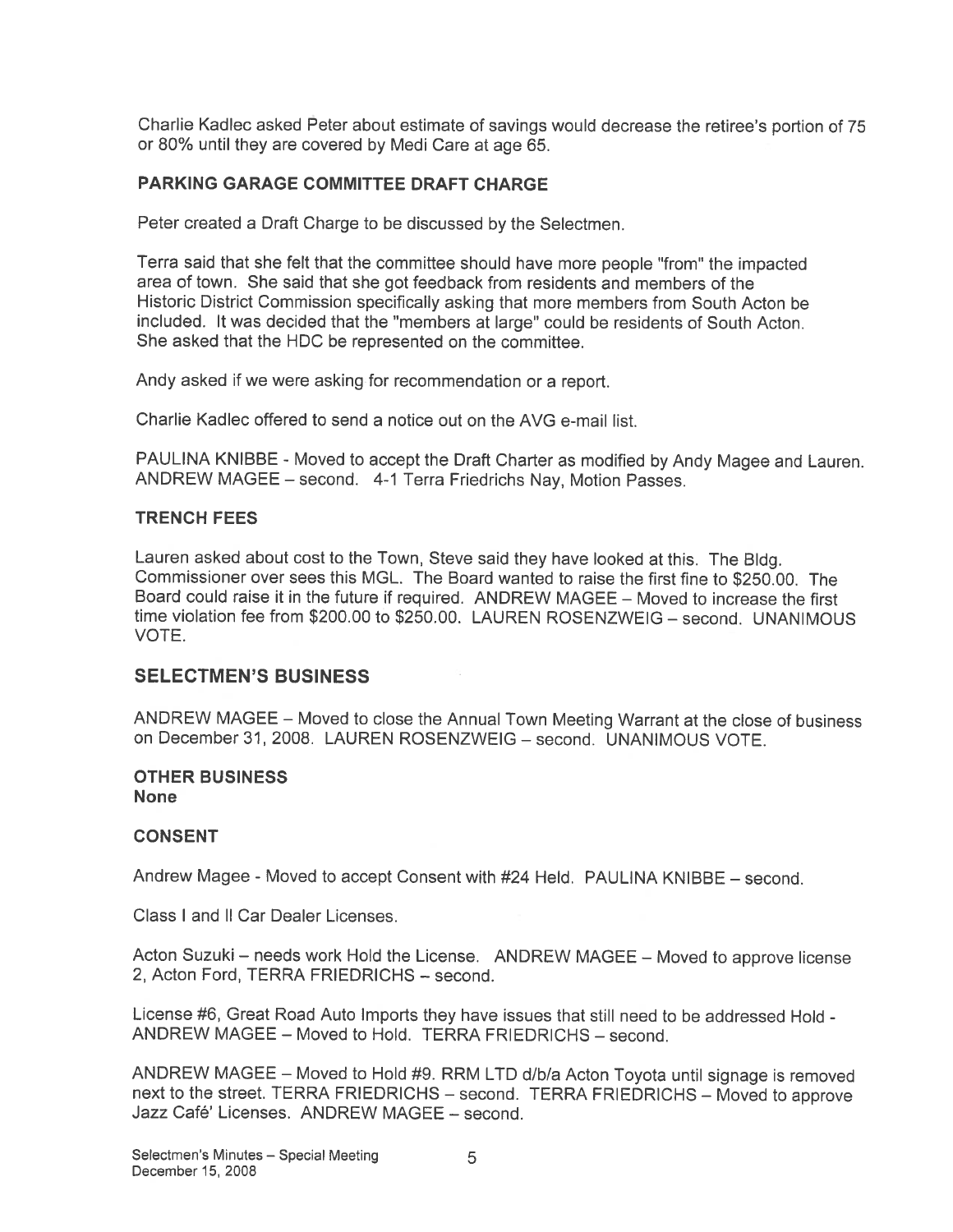Charlie Kadlec asked Peter about estimate of savings would decrease the retiree's portion of 75 or 80% until they are covered by Medi Care at age 65.

### PARKING GARAGE COMMITTEE DRAFT CHARGE

Peter created a Draft Charge to be discussed by the Selectmen.

Terra said that she felt that the committee should have more people "from" the impacted area of town. She said that she got feedback from residents and members of the Historic District Commission specifically asking that more members from South Acton be included. It was decided that the "members at large" could be residents of South Acton. She asked that the HDC be represented on the committee.

Andy asked if we were asking for recommendation or a report.

Charlie Kadlec offered to send a notice out on the AVG e-mail list.

PAULINA KNIBBE - Moved to accept the Draft Charter as modified by Andy Magee and Lauren. ANDREW MAGEE – second. 4-1 Terra Friedrichs Nay, Motion Passes.

### TRENCH FEES

Lauren asked about cost to the Town, Steve said they have looked at this. The Bldg. Commissioner over sees this MGL. The Board wanted to raise the first fine to $250.00. The Board could raise it in the future if required. ANDREW MAGEE – Moved to increase the first time violation fee from $200.00 to $250.00. LAUREN ROSENZWEIG – second. UNANIMOUS VOTE.

## SELECTMEN'S BUSINESS

ANDREW MAGEE – Moved to close the Annual Town Meeting Warrant at the close of business on December 31, 2008. LAUREN ROSENZWEIG – second. UNANIMOUS VOTE.

### OTHER BUSINESS
**None**

### CONSENT

Andrew Magee - Moved to accept Consent with #24 Held. PAULINA KNIBBE – second.

Class I and II Car Dealer Licenses.

Acton Suzuki – needs work Hold the License. ANDREW MAGEE – Moved to approve license 2, Acton Ford, TERRA FRIEDRICHS – second.

License #6, Great Road Auto Imports they have issues that still need to be addressed Hold - ANDREW MAGEE – Moved to Hold. TERRA FRIEDRICHS – second.

ANDREW MAGEE – Moved to Hold #9. RRM LTD d/b/a Acton Toyota until signage is removed next to the street. TERRA FRIEDRICHS – second. TERRA FRIEDRICHS – Moved to approve Jazz Café' Licenses. ANDREW MAGEE – second.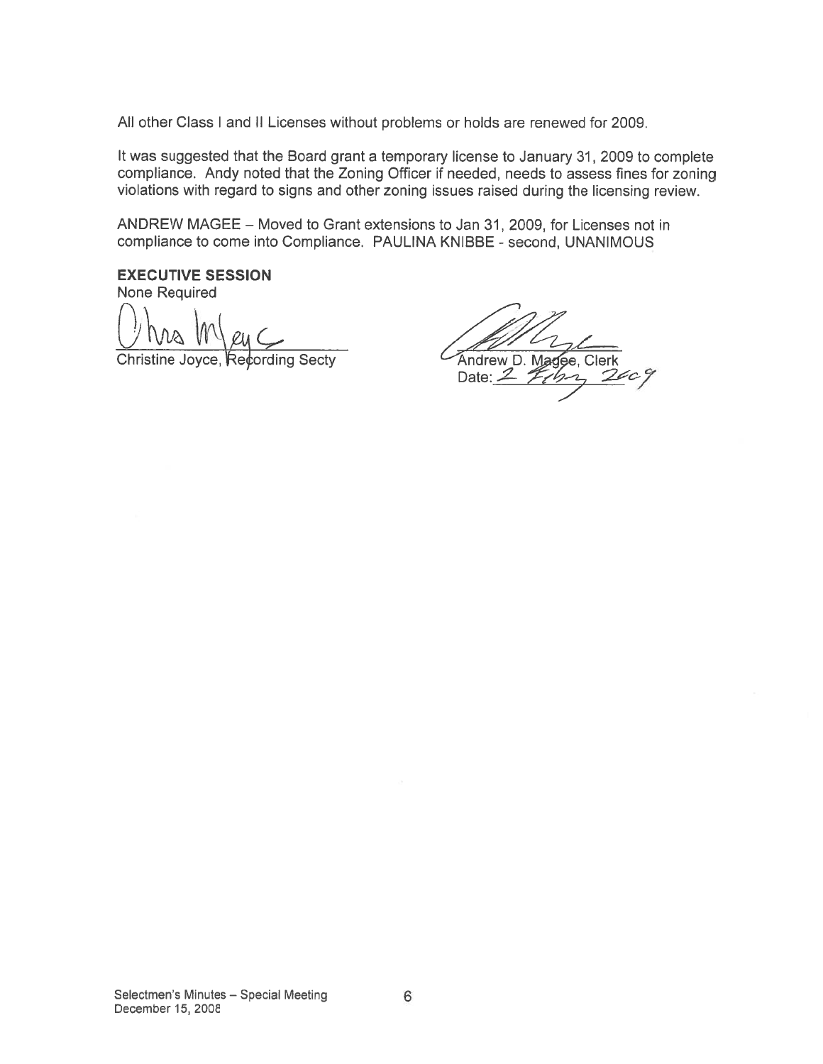All other Class I and II Licenses without problems or holds are renewed for 2009.

It was suggested that the Board grant a temporary license to January 31, 2009 to complete compliance. Andy noted that the Zoning Officer if needed, needs to assess fines for zoning violations with regard to signs and other zoning issues raised during the licensing review.

ANDREW MAGEE – Moved to Grant extensions to Jan 31, 2009, for Licenses not in compliance to come into Compliance. PAULINA KNIBBE - second, UNANIMOUS

**EXECUTIVE SESSION**

None Required

Christine Joyce, Recording Secty

Andrew D. Magee, Clerk

Date: 2 Feb 2009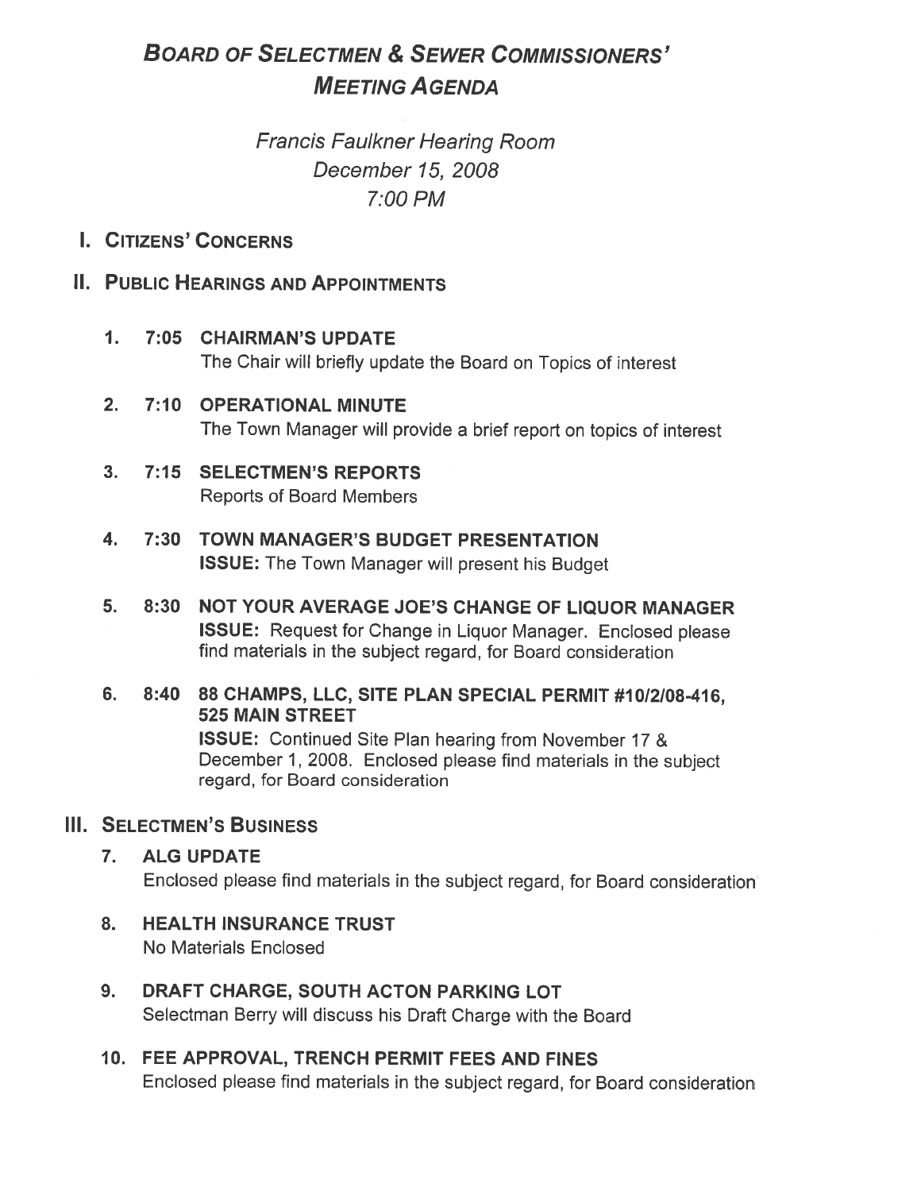# BOARD OF SELECTMEN & SEWER COMMISSIONERS' MEETING AGENDA

*Francis Faulkner Hearing Room*
*December 15, 2008*
*7:00 PM*

## I. CITIZENS' CONCERNS

## II. PUBLIC HEARINGS AND APPOINTMENTS

1. **7:05 CHAIRMAN'S UPDATE**
   The Chair will briefly update the Board on Topics of interest

2. **7:10 OPERATIONAL MINUTE**
   The Town Manager will provide a brief report on topics of interest

3. **7:15 SELECTMEN'S REPORTS**
   Reports of Board Members

4. **7:30 TOWN MANAGER'S BUDGET PRESENTATION**
   **ISSUE:** The Town Manager will present his Budget

5. **8:30 NOT YOUR AVERAGE JOE'S CHANGE OF LIQUOR MANAGER**
   **ISSUE:** Request for Change in Liquor Manager. Enclosed please find materials in the subject regard, for Board consideration

6. **8:40 88 CHAMPS, LLC, SITE PLAN SPECIAL PERMIT #10/2/08-416, 525 MAIN STREET**
   **ISSUE:** Continued Site Plan hearing from November 17 & December 1, 2008. Enclosed please find materials in the subject regard, for Board consideration

## III. SELECTMEN'S BUSINESS

7. **ALG UPDATE**
   Enclosed please find materials in the subject regard, for Board consideration

8. **HEALTH INSURANCE TRUST**
   No Materials Enclosed

9. **DRAFT CHARGE, SOUTH ACTON PARKING LOT**
   Selectman Berry will discuss his Draft Charge with the Board

10. **FEE APPROVAL, TRENCH PERMIT FEES AND FINES**
    Enclosed please find materials in the subject regard, for Board consideration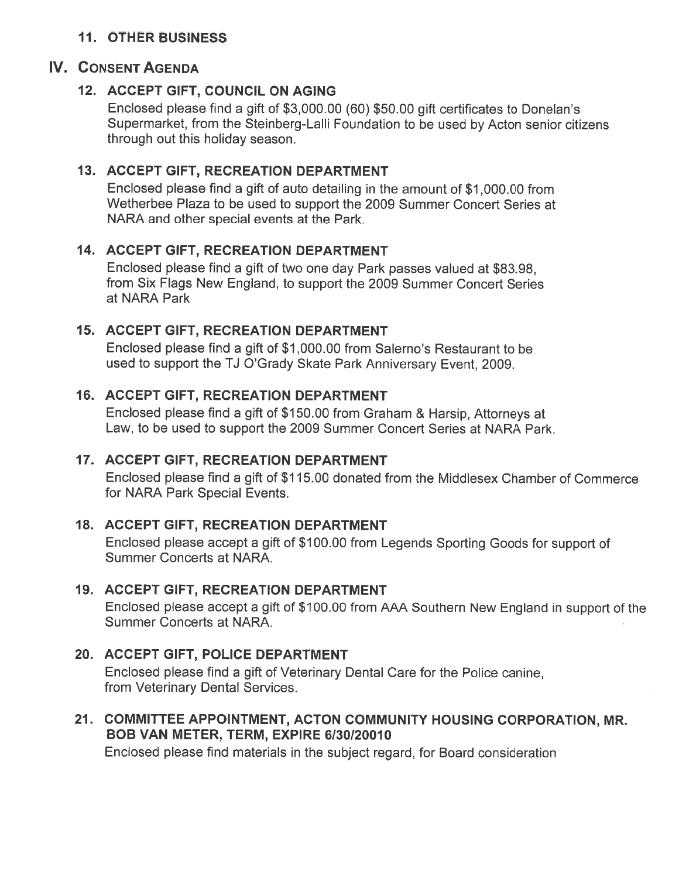### 11. OTHER BUSINESS

## IV. CONSENT AGENDA

### 12. ACCEPT GIFT, COUNCIL ON AGING

Enclosed please find a gift of $3,000.00 (60) $50.00 gift certificates to Donelan's Supermarket, from the Steinberg-Lalli Foundation to be used by Acton senior citizens through out this holiday season.

### 13. ACCEPT GIFT, RECREATION DEPARTMENT

Enclosed please find a gift of auto detailing in the amount of $1,000.00 from Wetherbee Plaza to be used to support the 2009 Summer Concert Series at NARA and other special events at the Park.

### 14. ACCEPT GIFT, RECREATION DEPARTMENT

Enclosed please find a gift of two one day Park passes valued at $83.98, from Six Flags New England, to support the 2009 Summer Concert Series at NARA Park

### 15. ACCEPT GIFT, RECREATION DEPARTMENT

Enclosed please find a gift of $1,000.00 from Salerno's Restaurant to be used to support the TJ O'Grady Skate Park Anniversary Event, 2009.

### 16. ACCEPT GIFT, RECREATION DEPARTMENT

Enclosed please find a gift of $150.00 from Graham & Harsip, Attorneys at Law, to be used to support the 2009 Summer Concert Series at NARA Park.

### 17. ACCEPT GIFT, RECREATION DEPARTMENT

Enclosed please find a gift of $115.00 donated from the Middlesex Chamber of Commerce for NARA Park Special Events.

### 18. ACCEPT GIFT, RECREATION DEPARTMENT

Enclosed please accept a gift of $100.00 from Legends Sporting Goods for support of Summer Concerts at NARA.

### 19. ACCEPT GIFT, RECREATION DEPARTMENT

Enclosed please accept a gift of $100.00 from AAA Southern New England in support of the Summer Concerts at NARA.

### 20. ACCEPT GIFT, POLICE DEPARTMENT

Enclosed please find a gift of Veterinary Dental Care for the Police canine, from Veterinary Dental Services.

### 21. COMMITTEE APPOINTMENT, ACTON COMMUNITY HOUSING CORPORATION, MR. BOB VAN METER, TERM, EXPIRE 6/30/20010

Enclosed please find materials in the subject regard, for Board consideration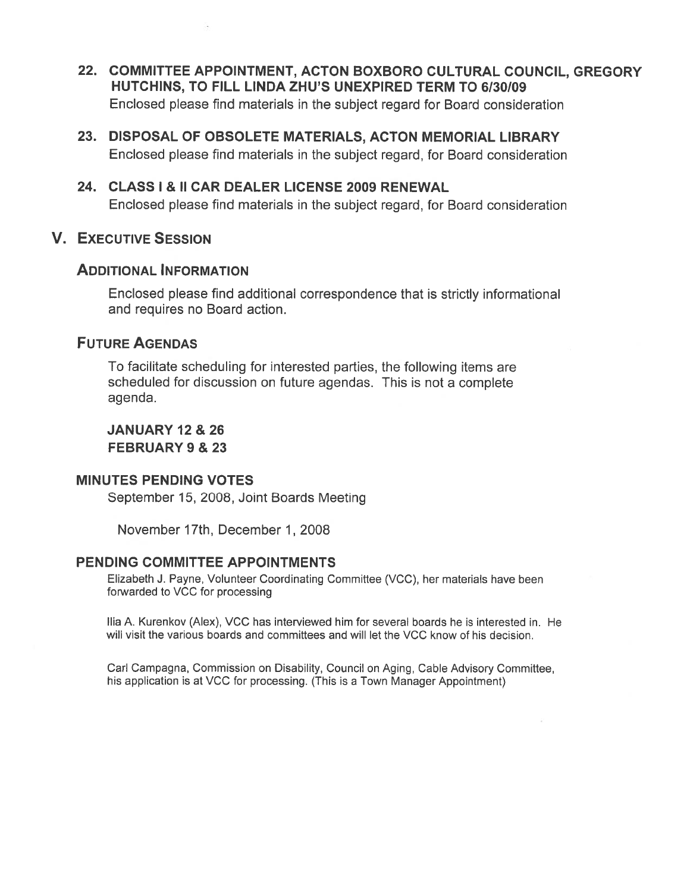**22. COMMITTEE APPOINTMENT, ACTON BOXBORO CULTURAL COUNCIL, GREGORY HUTCHINS, TO FILL LINDA ZHU'S UNEXPIRED TERM TO 6/30/09**

Enclosed please find materials in the subject regard for Board consideration

**23. DISPOSAL OF OBSOLETE MATERIALS, ACTON MEMORIAL LIBRARY**

Enclosed please find materials in the subject regard, for Board consideration

**24. CLASS I & II CAR DEALER LICENSE 2009 RENEWAL**

Enclosed please find materials in the subject regard, for Board consideration

## V. EXECUTIVE SESSION

### ADDITIONAL INFORMATION

Enclosed please find additional correspondence that is strictly informational and requires no Board action.

### FUTURE AGENDAS

To facilitate scheduling for interested parties, the following items are scheduled for discussion on future agendas. This is not a complete agenda.

**JANUARY 12 & 26**
**FEBRUARY 9 & 23**

#### MINUTES PENDING VOTES

September 15, 2008, Joint Boards Meeting

November 17th, December 1, 2008

#### PENDING COMMITTEE APPOINTMENTS

Elizabeth J. Payne, Volunteer Coordinating Committee (VCC), her materials have been forwarded to VCC for processing

Ilia A. Kurenkov (Alex), VCC has interviewed him for several boards he is interested in. He will visit the various boards and committees and will let the VCC know of his decision.

Carl Campagna, Commission on Disability, Council on Aging, Cable Advisory Committee, his application is at VCC for processing. (This is a Town Manager Appointment)